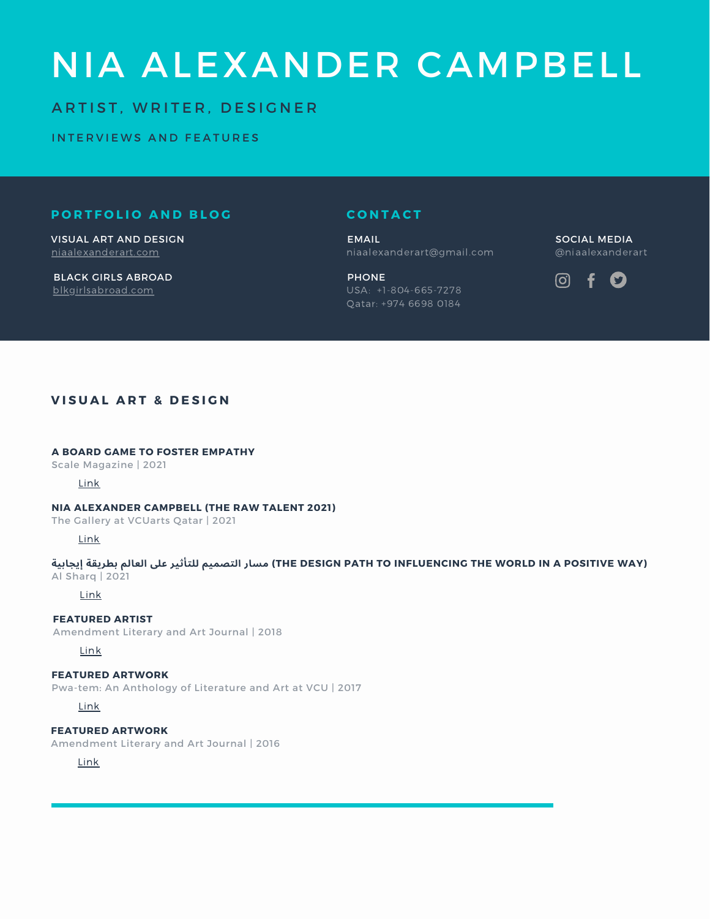# NIA ALEXANDER CAMPBELL

## ARTIST, WRITER, DESIGNER

### INTERVIEWS AND FEATURES

## PORTFOLIO AND BLOG

**VISUAL ART AND DESIGN**
niaalexanderart.com

**BLACK GIRLS ABROAD**
blkgirlsabroad.com

## CONTACT

**EMAIL**
niaalexanderart@gmail.com

**PHONE**
USA: +1-804-665-7278
Qatar: +974 6698 0184

**SOCIAL MEDIA**
@niaalexanderart

## VISUAL ART & DESIGN

**A BOARD GAME TO FOSTER EMPATHY**
Scale Magazine | 2021

Link

**NIA ALEXANDER CAMPBELL (THE RAW TALENT 2021)**
The Gallery at VCUarts Qatar | 2021

Link

**مسار التصميم للتأثير على العالم بطريقة إيجابية (THE DESIGN PATH TO INFLUENCING THE WORLD IN A POSITIVE WAY)**
Al Sharq | 2021

Link

**FEATURED ARTIST**
Amendment Literary and Art Journal | 2018

Link

**FEATURED ARTWORK**
Pwa-tem: An Anthology of Literature and Art at VCU | 2017

Link

**FEATURED ARTWORK**
Amendment Literary and Art Journal | 2016

Link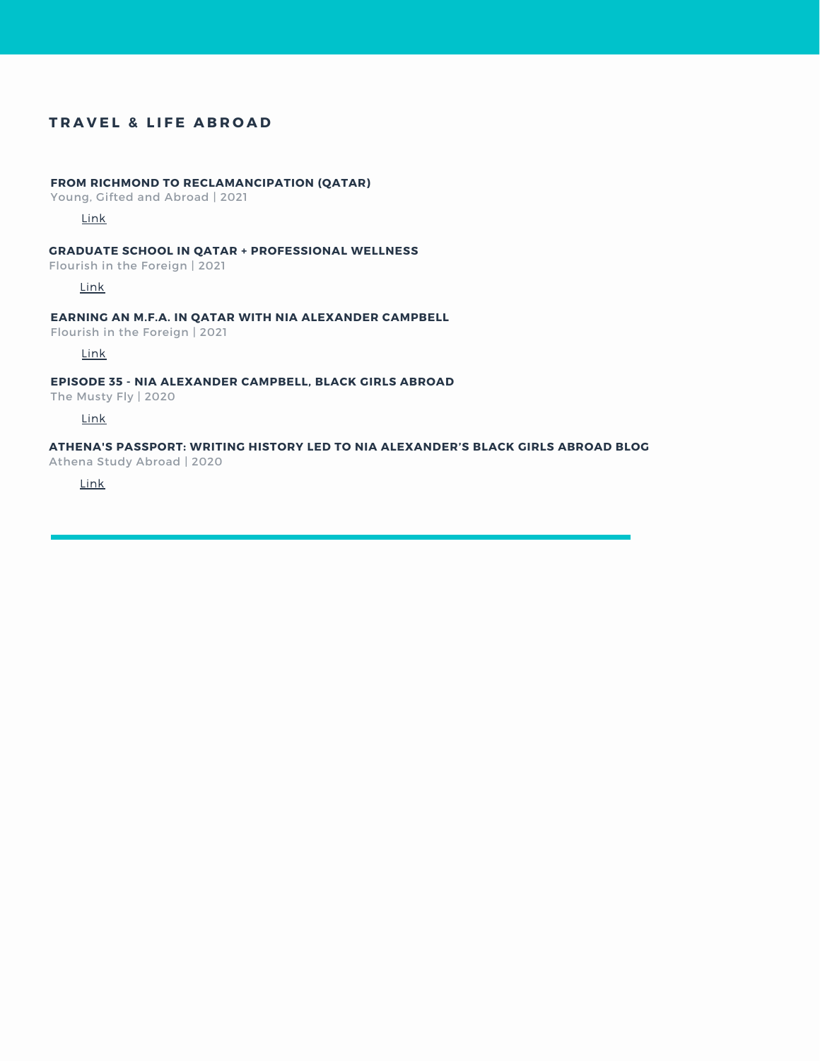## TRAVEL & LIFE ABROAD

**FROM RICHMOND TO RECLAMANCIPATION (QATAR)**
Young, Gifted and Abroad | 2021

Link

**GRADUATE SCHOOL IN QATAR + PROFESSIONAL WELLNESS**
Flourish in the Foreign | 2021

Link

**EARNING AN M.F.A. IN QATAR WITH NIA ALEXANDER CAMPBELL**
Flourish in the Foreign | 2021

Link

**EPISODE 35 - NIA ALEXANDER CAMPBELL, BLACK GIRLS ABROAD**
The Musty Fly | 2020

Link

**ATHENA'S PASSPORT: WRITING HISTORY LED TO NIA ALEXANDER'S BLACK GIRLS ABROAD BLOG**
Athena Study Abroad | 2020

Link